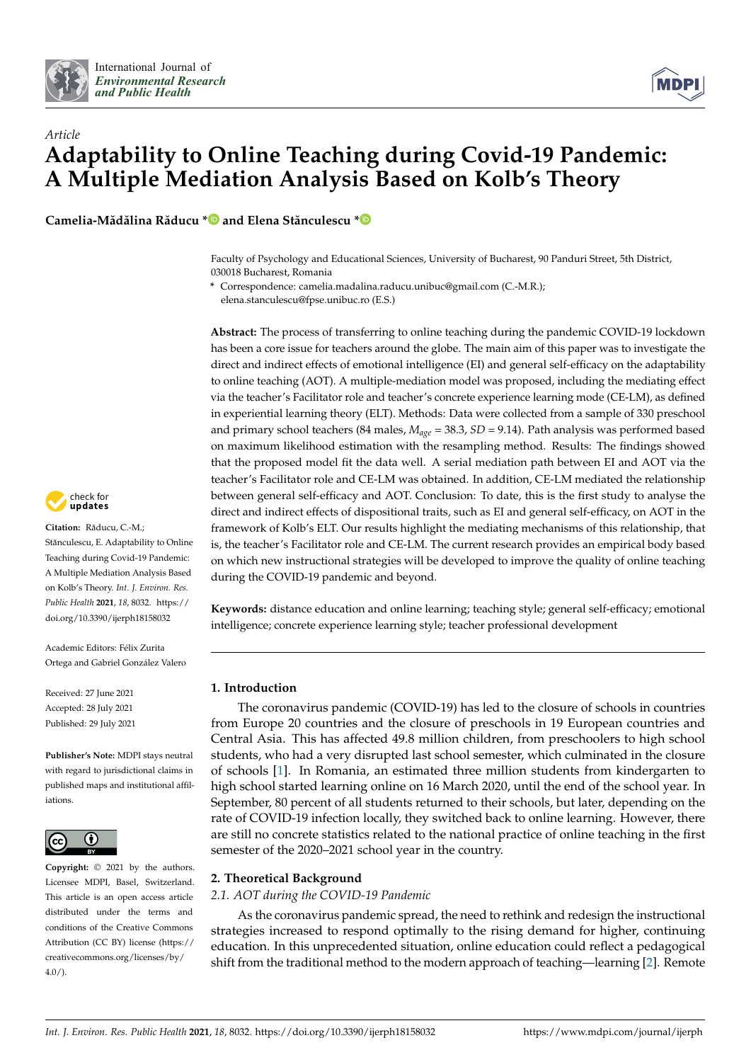International Journal of *Environmental Research and Public Health*

*Article*

# Adaptability to Online Teaching during Covid-19 Pandemic: A Multiple Mediation Analysis Based on Kolb's Theory

**Camelia-Mădălina Răducu * and Elena Stănculescu ***

Faculty of Psychology and Educational Sciences, University of Bucharest, 90 Panduri Street, 5th District, 030018 Bucharest, Romania

* Correspondence: camelia.madalina.raducu.unibuc@gmail.com (C.-M.R.); elena.stanculescu@fpse.unibuc.ro (E.S.)

**Abstract:** The process of transferring to online teaching during the pandemic COVID-19 lockdown has been a core issue for teachers around the globe. The main aim of this paper was to investigate the direct and indirect effects of emotional intelligence (EI) and general self-efficacy on the adaptability to online teaching (AOT). A multiple-mediation model was proposed, including the mediating effect via the teacher's Facilitator role and teacher's concrete experience learning mode (CE-LM), as defined in experiential learning theory (ELT). Methods: Data were collected from a sample of 330 preschool and primary school teachers (84 males, $M_{age}$ = 38.3, $SD$ = 9.14). Path analysis was performed based on maximum likelihood estimation with the resampling method. Results: The findings showed that the proposed model fit the data well. A serial mediation path between EI and AOT via the teacher's Facilitator role and CE-LM was obtained. In addition, CE-LM mediated the relationship between general self-efficacy and AOT. Conclusion: To date, this is the first study to analyse the direct and indirect effects of dispositional traits, such as EI and general self-efficacy, on AOT in the framework of Kolb's ELT. Our results highlight the mediating mechanisms of this relationship, that is, the teacher's Facilitator role and CE-LM. The current research provides an empirical body based on which new instructional strategies will be developed to improve the quality of online teaching during the COVID-19 pandemic and beyond.

**Keywords:** distance education and online learning; teaching style; general self-efficacy; emotional intelligence; concrete experience learning style; teacher professional development

**Citation:** Răducu, C.-M.; Stănculescu, E. Adaptability to Online Teaching during Covid-19 Pandemic: A Multiple Mediation Analysis Based on Kolb's Theory. *Int. J. Environ. Res. Public Health* **2021**, *18*, 8032. https://doi.org/10.3390/ijerph18158032

Academic Editors: Félix Zurita Ortega and Gabriel González Valero

Received: 27 June 2021
Accepted: 28 July 2021
Published: 29 July 2021

**Publisher's Note:** MDPI stays neutral with regard to jurisdictional claims in published maps and institutional affiliations.

**Copyright:** © 2021 by the authors. Licensee MDPI, Basel, Switzerland. This article is an open access article distributed under the terms and conditions of the Creative Commons Attribution (CC BY) license (https://creativecommons.org/licenses/by/4.0/).

## 1. Introduction

The coronavirus pandemic (COVID-19) has led to the closure of schools in countries from Europe 20 countries and the closure of preschools in 19 European countries and Central Asia. This has affected 49.8 million children, from preschoolers to high school students, who had a very disrupted last school semester, which culminated in the closure of schools [1]. In Romania, an estimated three million students from kindergarten to high school started learning online on 16 March 2020, until the end of the school year. In September, 80 percent of all students returned to their schools, but later, depending on the rate of COVID-19 infection locally, they switched back to online learning. However, there are still no concrete statistics related to the national practice of online teaching in the first semester of the 2020–2021 school year in the country.

## 2. Theoretical Background

### 2.1. AOT during the COVID-19 Pandemic

As the coronavirus pandemic spread, the need to rethink and redesign the instructional strategies increased to respond optimally to the rising demand for higher, continuing education. In this unprecedented situation, online education could reflect a pedagogical shift from the traditional method to the modern approach of teaching—learning [2]. Remote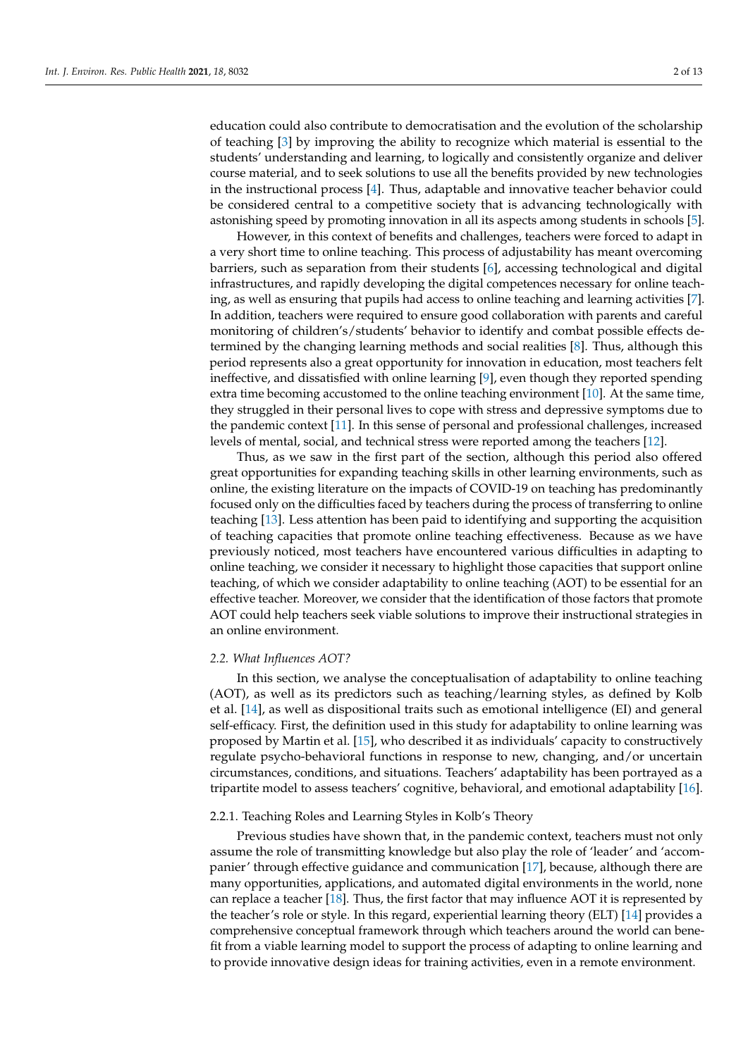education could also contribute to democratisation and the evolution of the scholarship of teaching [3] by improving the ability to recognize which material is essential to the students' understanding and learning, to logically and consistently organize and deliver course material, and to seek solutions to use all the benefits provided by new technologies in the instructional process [4]. Thus, adaptable and innovative teacher behavior could be considered central to a competitive society that is advancing technologically with astonishing speed by promoting innovation in all its aspects among students in schools [5].

However, in this context of benefits and challenges, teachers were forced to adapt in a very short time to online teaching. This process of adjustability has meant overcoming barriers, such as separation from their students [6], accessing technological and digital infrastructures, and rapidly developing the digital competences necessary for online teaching, as well as ensuring that pupils had access to online teaching and learning activities [7]. In addition, teachers were required to ensure good collaboration with parents and careful monitoring of children's/students' behavior to identify and combat possible effects determined by the changing learning methods and social realities [8]. Thus, although this period represents also a great opportunity for innovation in education, most teachers felt ineffective, and dissatisfied with online learning [9], even though they reported spending extra time becoming accustomed to the online teaching environment [10]. At the same time, they struggled in their personal lives to cope with stress and depressive symptoms due to the pandemic context [11]. In this sense of personal and professional challenges, increased levels of mental, social, and technical stress were reported among the teachers [12].

Thus, as we saw in the first part of the section, although this period also offered great opportunities for expanding teaching skills in other learning environments, such as online, the existing literature on the impacts of COVID-19 on teaching has predominantly focused only on the difficulties faced by teachers during the process of transferring to online teaching [13]. Less attention has been paid to identifying and supporting the acquisition of teaching capacities that promote online teaching effectiveness. Because as we have previously noticed, most teachers have encountered various difficulties in adapting to online teaching, we consider it necessary to highlight those capacities that support online teaching, of which we consider adaptability to online teaching (AOT) to be essential for an effective teacher. Moreover, we consider that the identification of those factors that promote AOT could help teachers seek viable solutions to improve their instructional strategies in an online environment.

### *2.2. What Influences AOT?*

In this section, we analyse the conceptualisation of adaptability to online teaching (AOT), as well as its predictors such as teaching/learning styles, as defined by Kolb et al. [14], as well as dispositional traits such as emotional intelligence (EI) and general self-efficacy. First, the definition used in this study for adaptability to online learning was proposed by Martin et al. [15], who described it as individuals' capacity to constructively regulate psycho-behavioral functions in response to new, changing, and/or uncertain circumstances, conditions, and situations. Teachers' adaptability has been portrayed as a tripartite model to assess teachers' cognitive, behavioral, and emotional adaptability [16].

#### 2.2.1. Teaching Roles and Learning Styles in Kolb's Theory

Previous studies have shown that, in the pandemic context, teachers must not only assume the role of transmitting knowledge but also play the role of 'leader' and 'accompanier' through effective guidance and communication [17], because, although there are many opportunities, applications, and automated digital environments in the world, none can replace a teacher [18]. Thus, the first factor that may influence AOT it is represented by the teacher's role or style. In this regard, experiential learning theory (ELT) [14] provides a comprehensive conceptual framework through which teachers around the world can benefit from a viable learning model to support the process of adapting to online learning and to provide innovative design ideas for training activities, even in a remote environment.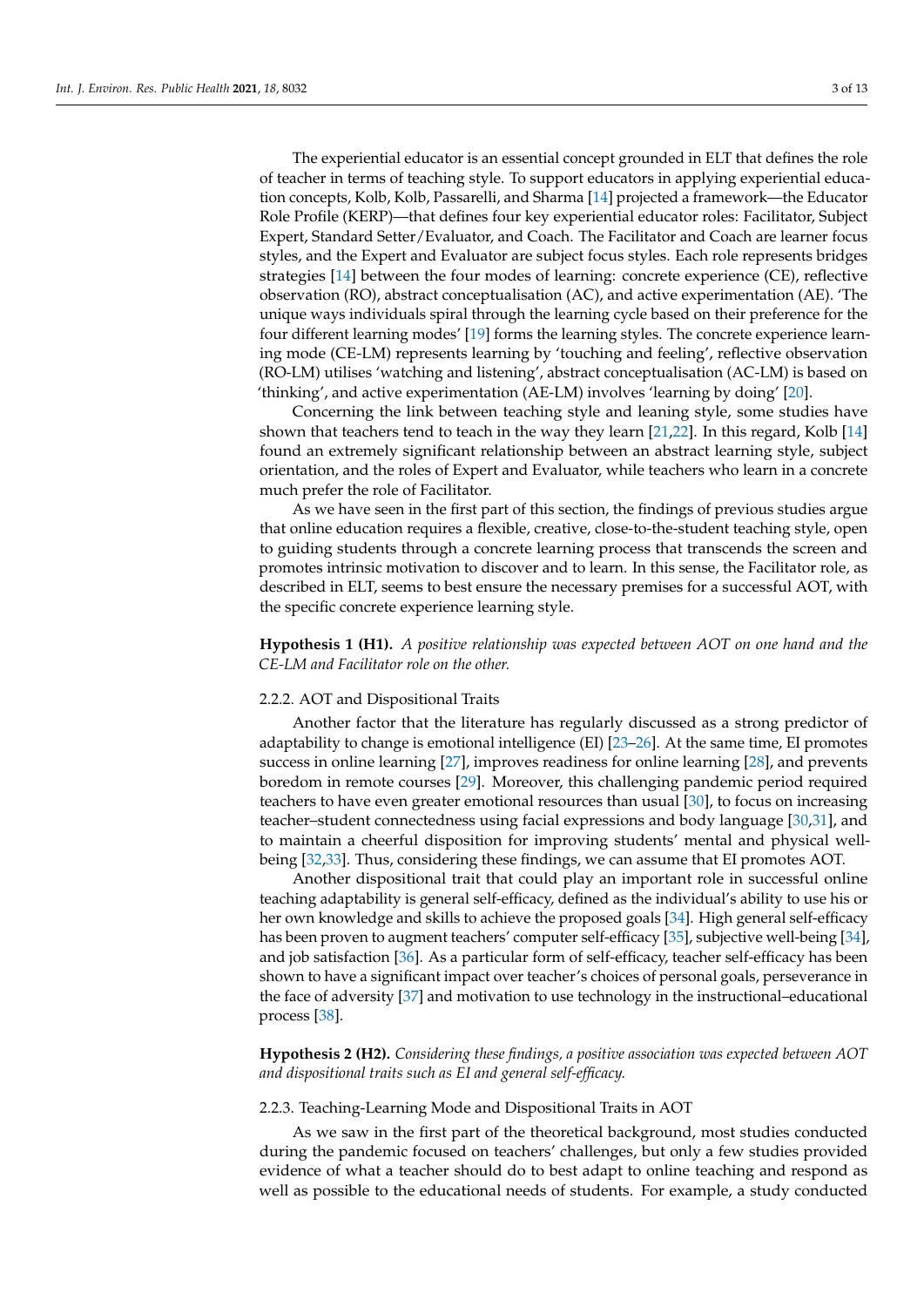The experiential educator is an essential concept grounded in ELT that defines the role of teacher in terms of teaching style. To support educators in applying experiential education concepts, Kolb, Kolb, Passarelli, and Sharma [14] projected a framework—the Educator Role Profile (KERP)—that defines four key experiential educator roles: Facilitator, Subject Expert, Standard Setter/Evaluator, and Coach. The Facilitator and Coach are learner focus styles, and the Expert and Evaluator are subject focus styles. Each role represents bridges strategies [14] between the four modes of learning: concrete experience (CE), reflective observation (RO), abstract conceptualisation (AC), and active experimentation (AE). 'The unique ways individuals spiral through the learning cycle based on their preference for the four different learning modes' [19] forms the learning styles. The concrete experience learning mode (CE-LM) represents learning by 'touching and feeling', reflective observation (RO-LM) utilises 'watching and listening', abstract conceptualisation (AC-LM) is based on 'thinking', and active experimentation (AE-LM) involves 'learning by doing' [20].

Concerning the link between teaching style and leaning style, some studies have shown that teachers tend to teach in the way they learn [21,22]. In this regard, Kolb [14] found an extremely significant relationship between an abstract learning style, subject orientation, and the roles of Expert and Evaluator, while teachers who learn in a concrete much prefer the role of Facilitator.

As we have seen in the first part of this section, the findings of previous studies argue that online education requires a flexible, creative, close-to-the-student teaching style, open to guiding students through a concrete learning process that transcends the screen and promotes intrinsic motivation to discover and to learn. In this sense, the Facilitator role, as described in ELT, seems to best ensure the necessary premises for a successful AOT, with the specific concrete experience learning style.

**Hypothesis 1 (H1).** *A positive relationship was expected between AOT on one hand and the CE-LM and Facilitator role on the other.*

### 2.2.2. AOT and Dispositional Traits

Another factor that the literature has regularly discussed as a strong predictor of adaptability to change is emotional intelligence (EI) [23–26]. At the same time, EI promotes success in online learning [27], improves readiness for online learning [28], and prevents boredom in remote courses [29]. Moreover, this challenging pandemic period required teachers to have even greater emotional resources than usual [30], to focus on increasing teacher–student connectedness using facial expressions and body language [30,31], and to maintain a cheerful disposition for improving students' mental and physical well-being [32,33]. Thus, considering these findings, we can assume that EI promotes AOT.

Another dispositional trait that could play an important role in successful online teaching adaptability is general self-efficacy, defined as the individual's ability to use his or her own knowledge and skills to achieve the proposed goals [34]. High general self-efficacy has been proven to augment teachers' computer self-efficacy [35], subjective well-being [34], and job satisfaction [36]. As a particular form of self-efficacy, teacher self-efficacy has been shown to have a significant impact over teacher's choices of personal goals, perseverance in the face of adversity [37] and motivation to use technology in the instructional–educational process [38].

**Hypothesis 2 (H2).** *Considering these findings, a positive association was expected between AOT and dispositional traits such as EI and general self-efficacy.*

### 2.2.3. Teaching-Learning Mode and Dispositional Traits in AOT

As we saw in the first part of the theoretical background, most studies conducted during the pandemic focused on teachers' challenges, but only a few studies provided evidence of what a teacher should do to best adapt to online teaching and respond as well as possible to the educational needs of students. For example, a study conducted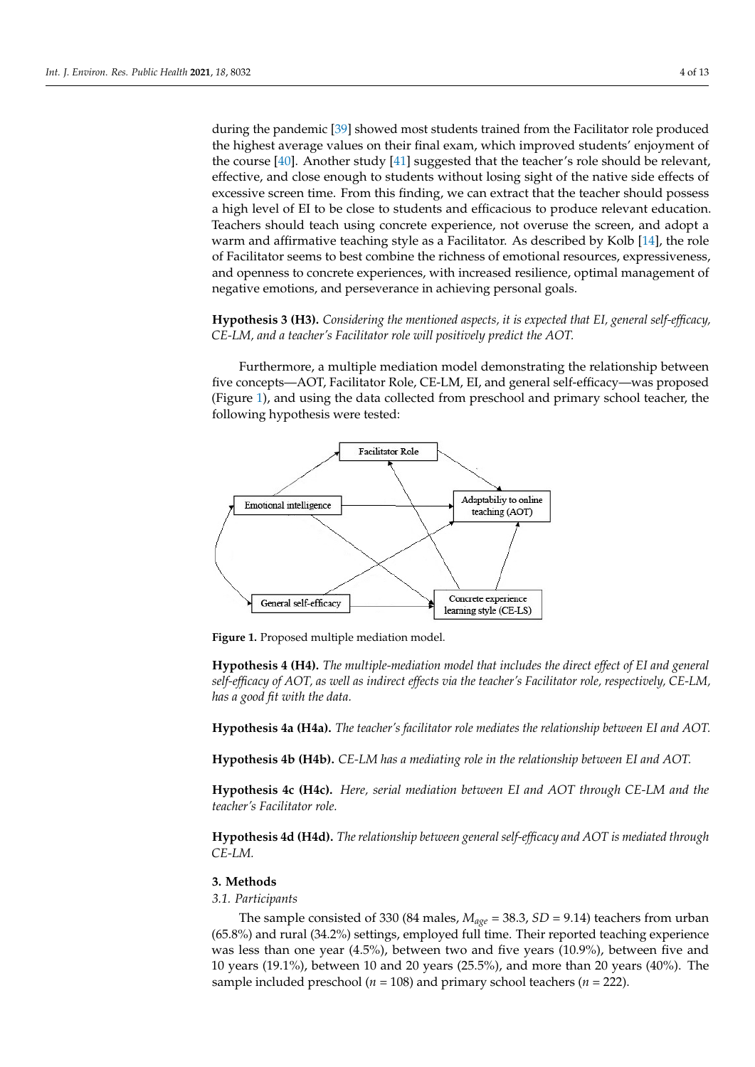during the pandemic [39] showed most students trained from the Facilitator role produced the highest average values on their final exam, which improved students' enjoyment of the course [40]. Another study [41] suggested that the teacher's role should be relevant, effective, and close enough to students without losing sight of the native side effects of excessive screen time. From this finding, we can extract that the teacher should possess a high level of EI to be close to students and efficacious to produce relevant education. Teachers should teach using concrete experience, not overuse the screen, and adopt a warm and affirmative teaching style as a Facilitator. As described by Kolb [14], the role of Facilitator seems to best combine the richness of emotional resources, expressiveness, and openness to concrete experiences, with increased resilience, optimal management of negative emotions, and perseverance in achieving personal goals.

**Hypothesis 3 (H3).** *Considering the mentioned aspects, it is expected that EI, general self-efficacy, CE-LM, and a teacher's Facilitator role will positively predict the AOT.*

Furthermore, a multiple mediation model demonstrating the relationship between five concepts—AOT, Facilitator Role, CE-LM, EI, and general self-efficacy—was proposed (Figure 1), and using the data collected from preschool and primary school teacher, the following hypothesis were tested:

**Figure 1.** Proposed multiple mediation model.

**Hypothesis 4 (H4).** *The multiple-mediation model that includes the direct effect of EI and general self-efficacy of AOT, as well as indirect effects via the teacher's Facilitator role, respectively, CE-LM, has a good fit with the data.*

**Hypothesis 4a (H4a).** *The teacher's facilitator role mediates the relationship between EI and AOT.*

**Hypothesis 4b (H4b).** *CE-LM has a mediating role in the relationship between EI and AOT.*

**Hypothesis 4c (H4c).** *Here, serial mediation between EI and AOT through CE-LM and the teacher's Facilitator role.*

**Hypothesis 4d (H4d).** *The relationship between general self-efficacy and AOT is mediated through CE-LM.*

## 3. Methods

### *3.1. Participants*

The sample consisted of 330 (84 males, $M_{age}$ = 38.3, $SD$ = 9.14) teachers from urban (65.8%) and rural (34.2%) settings, employed full time. Their reported teaching experience was less than one year (4.5%), between two and five years (10.9%), between five and 10 years (19.1%), between 10 and 20 years (25.5%), and more than 20 years (40%). The sample included preschool ($n$ = 108) and primary school teachers ($n$ = 222).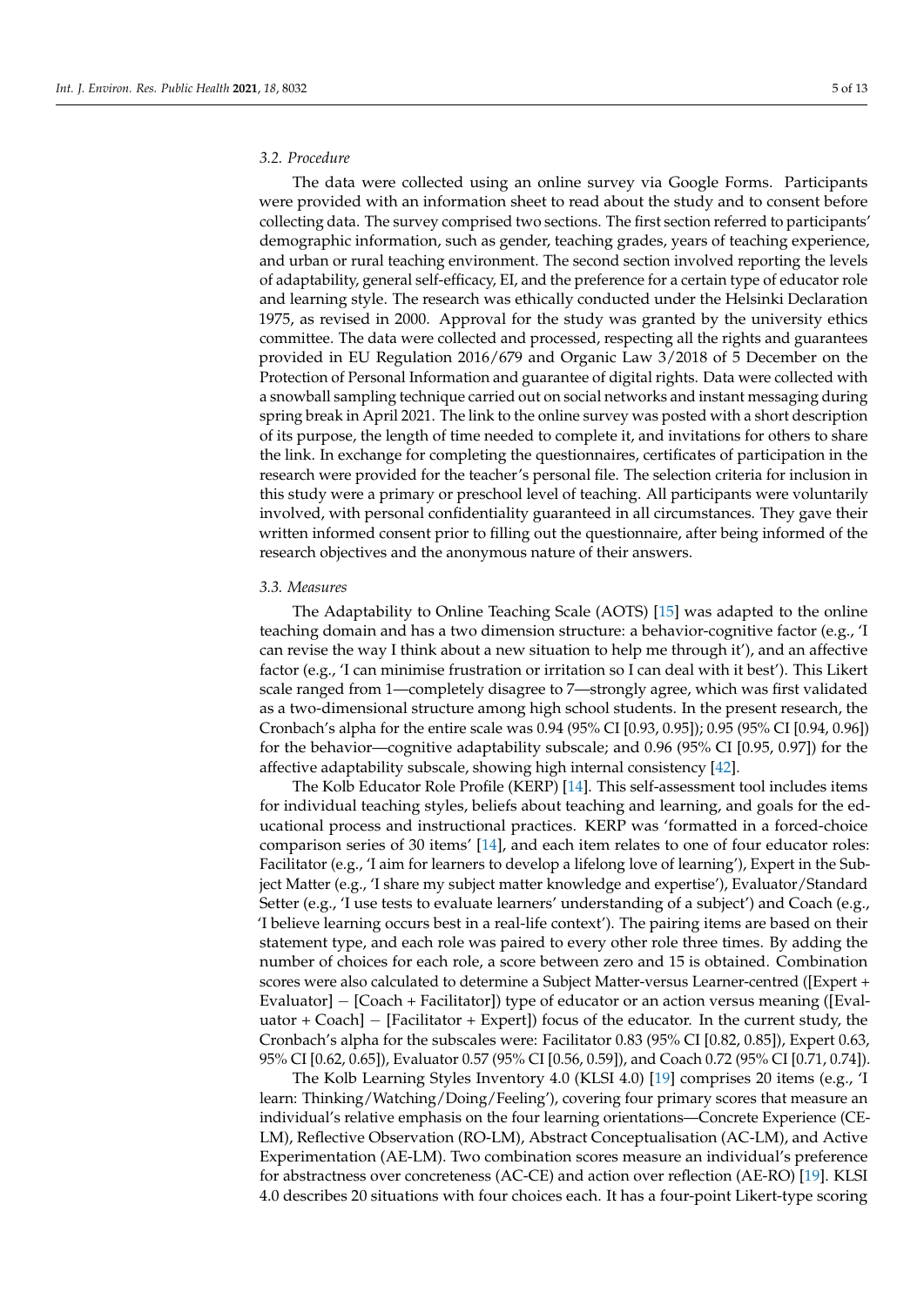### 3.2. Procedure

The data were collected using an online survey via Google Forms. Participants were provided with an information sheet to read about the study and to consent before collecting data. The survey comprised two sections. The first section referred to participants' demographic information, such as gender, teaching grades, years of teaching experience, and urban or rural teaching environment. The second section involved reporting the levels of adaptability, general self-efficacy, EI, and the preference for a certain type of educator role and learning style. The research was ethically conducted under the Helsinki Declaration 1975, as revised in 2000. Approval for the study was granted by the university ethics committee. The data were collected and processed, respecting all the rights and guarantees provided in EU Regulation 2016/679 and Organic Law 3/2018 of 5 December on the Protection of Personal Information and guarantee of digital rights. Data were collected with a snowball sampling technique carried out on social networks and instant messaging during spring break in April 2021. The link to the online survey was posted with a short description of its purpose, the length of time needed to complete it, and invitations for others to share the link. In exchange for completing the questionnaires, certificates of participation in the research were provided for the teacher's personal file. The selection criteria for inclusion in this study were a primary or preschool level of teaching. All participants were voluntarily involved, with personal confidentiality guaranteed in all circumstances. They gave their written informed consent prior to filling out the questionnaire, after being informed of the research objectives and the anonymous nature of their answers.

### 3.3. Measures

The Adaptability to Online Teaching Scale (AOTS) [15] was adapted to the online teaching domain and has a two dimension structure: a behavior-cognitive factor (e.g., 'I can revise the way I think about a new situation to help me through it'), and an affective factor (e.g., 'I can minimise frustration or irritation so I can deal with it best'). This Likert scale ranged from 1—completely disagree to 7—strongly agree, which was first validated as a two-dimensional structure among high school students. In the present research, the Cronbach's alpha for the entire scale was 0.94 (95% CI [0.93, 0.95]); 0.95 (95% CI [0.94, 0.96]) for the behavior—cognitive adaptability subscale; and 0.96 (95% CI [0.95, 0.97]) for the affective adaptability subscale, showing high internal consistency [42].

The Kolb Educator Role Profile (KERP) [14]. This self-assessment tool includes items for individual teaching styles, beliefs about teaching and learning, and goals for the educational process and instructional practices. KERP was 'formatted in a forced-choice comparison series of 30 items' [14], and each item relates to one of four educator roles: Facilitator (e.g., 'I aim for learners to develop a lifelong love of learning'), Expert in the Subject Matter (e.g., 'I share my subject matter knowledge and expertise'), Evaluator/Standard Setter (e.g., 'I use tests to evaluate learners' understanding of a subject') and Coach (e.g., 'I believe learning occurs best in a real-life context'). The pairing items are based on their statement type, and each role was paired to every other role three times. By adding the number of choices for each role, a score between zero and 15 is obtained. Combination scores were also calculated to determine a Subject Matter-versus Learner-centred ([Expert + Evaluator] − [Coach + Facilitator]) type of educator or an action versus meaning ([Evaluator + Coach] − [Facilitator + Expert]) focus of the educator. In the current study, the Cronbach's alpha for the subscales were: Facilitator 0.83 (95% CI [0.82, 0.85]), Expert 0.63, 95% CI [0.62, 0.65]), Evaluator 0.57 (95% CI [0.56, 0.59]), and Coach 0.72 (95% CI [0.71, 0.74]).

The Kolb Learning Styles Inventory 4.0 (KLSI 4.0) [19] comprises 20 items (e.g., 'I learn: Thinking/Watching/Doing/Feeling'), covering four primary scores that measure an individual's relative emphasis on the four learning orientations—Concrete Experience (CE-LM), Reflective Observation (RO-LM), Abstract Conceptualisation (AC-LM), and Active Experimentation (AE-LM). Two combination scores measure an individual's preference for abstractness over concreteness (AC-CE) and action over reflection (AE-RO) [19]. KLSI 4.0 describes 20 situations with four choices each. It has a four-point Likert-type scoring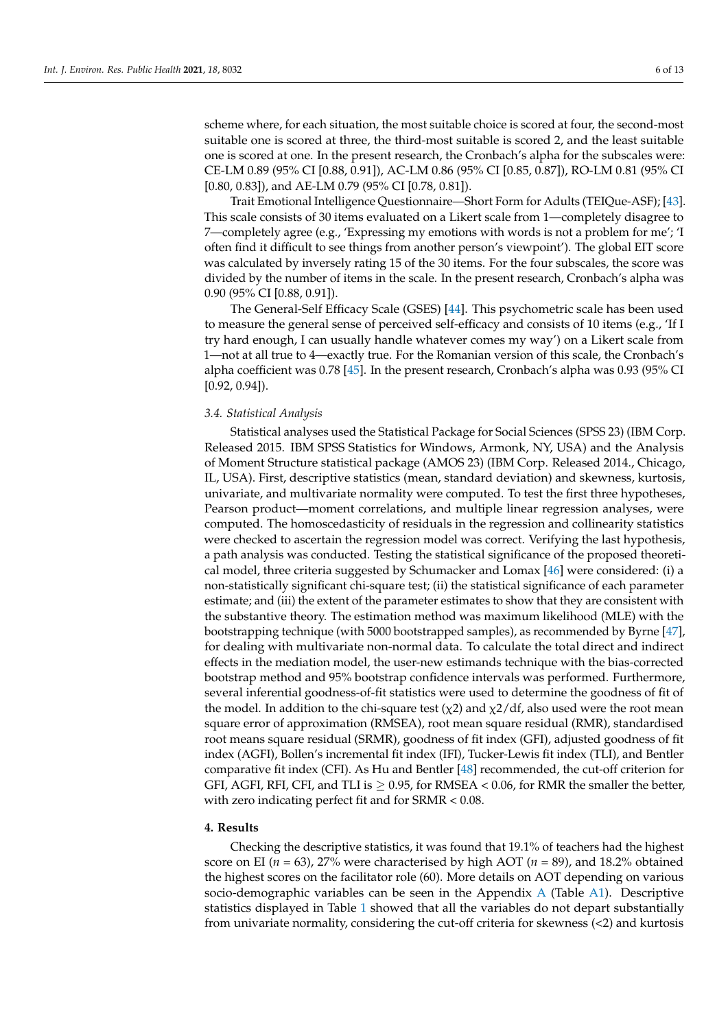scheme where, for each situation, the most suitable choice is scored at four, the second-most suitable one is scored at three, the third-most suitable is scored 2, and the least suitable one is scored at one. In the present research, the Cronbach's alpha for the subscales were: CE-LM 0.89 (95% CI [0.88, 0.91]), AC-LM 0.86 (95% CI [0.85, 0.87]), RO-LM 0.81 (95% CI [0.80, 0.83]), and AE-LM 0.79 (95% CI [0.78, 0.81]).

Trait Emotional Intelligence Questionnaire—Short Form for Adults (TEIQue-ASF); [43]. This scale consists of 30 items evaluated on a Likert scale from 1—completely disagree to 7—completely agree (e.g., 'Expressing my emotions with words is not a problem for me'; 'I often find it difficult to see things from another person's viewpoint'). The global EIT score was calculated by inversely rating 15 of the 30 items. For the four subscales, the score was divided by the number of items in the scale. In the present research, Cronbach's alpha was 0.90 (95% CI [0.88, 0.91]).

The General-Self Efficacy Scale (GSES) [44]. This psychometric scale has been used to measure the general sense of perceived self-efficacy and consists of 10 items (e.g., 'If I try hard enough, I can usually handle whatever comes my way') on a Likert scale from 1—not at all true to 4—exactly true. For the Romanian version of this scale, the Cronbach's alpha coefficient was 0.78 [45]. In the present research, Cronbach's alpha was 0.93 (95% CI [0.92, 0.94]).

### 3.4. Statistical Analysis

Statistical analyses used the Statistical Package for Social Sciences (SPSS 23) (IBM Corp. Released 2015. IBM SPSS Statistics for Windows, Armonk, NY, USA) and the Analysis of Moment Structure statistical package (AMOS 23) (IBM Corp. Released 2014., Chicago, IL, USA). First, descriptive statistics (mean, standard deviation) and skewness, kurtosis, univariate, and multivariate normality were computed. To test the first three hypotheses, Pearson product—moment correlations, and multiple linear regression analyses, were computed. The homoscedasticity of residuals in the regression and collinearity statistics were checked to ascertain the regression model was correct. Verifying the last hypothesis, a path analysis was conducted. Testing the statistical significance of the proposed theoretical model, three criteria suggested by Schumacker and Lomax [46] were considered: (i) a non-statistically significant chi-square test; (ii) the statistical significance of each parameter estimate; and (iii) the extent of the parameter estimates to show that they are consistent with the substantive theory. The estimation method was maximum likelihood (MLE) with the bootstrapping technique (with 5000 bootstrapped samples), as recommended by Byrne [47], for dealing with multivariate non-normal data. To calculate the total direct and indirect effects in the mediation model, the user-new estimands technique with the bias-corrected bootstrap method and 95% bootstrap confidence intervals was performed. Furthermore, several inferential goodness-of-fit statistics were used to determine the goodness of fit of the model. In addition to the chi-square test ($\chi2$) and $\chi2/\text{df}$, also used were the root mean square error of approximation (RMSEA), root mean square residual (RMR), standardised root means square residual (SRMR), goodness of fit index (GFI), adjusted goodness of fit index (AGFI), Bollen's incremental fit index (IFI), Tucker-Lewis fit index (TLI), and Bentler comparative fit index (CFI). As Hu and Bentler [48] recommended, the cut-off criterion for GFI, AGFI, RFI, CFI, and TLI is $\geq 0.95$, for RMSEA $< 0.06$, for RMR the smaller the better, with zero indicating perfect fit and for SRMR $< 0.08$.

## 4. Results

Checking the descriptive statistics, it was found that 19.1% of teachers had the highest score on EI ($n = 63$), 27% were characterised by high AOT ($n = 89$), and 18.2% obtained the highest scores on the facilitator role (60). More details on AOT depending on various socio-demographic variables can be seen in the Appendix A (Table A1). Descriptive statistics displayed in Table 1 showed that all the variables do not depart substantially from univariate normality, considering the cut-off criteria for skewness (<2) and kurtosis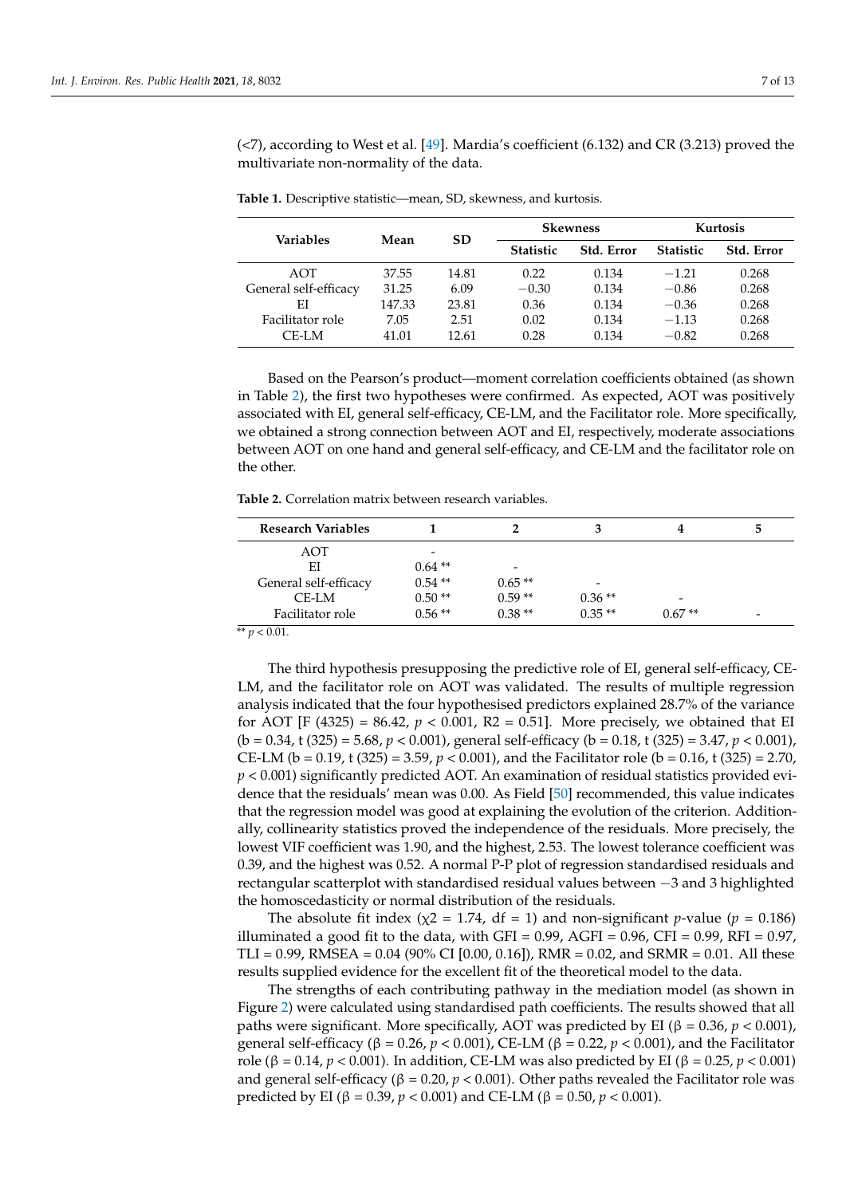(<7), according to West et al. [49]. Mardia's coefficient (6.132) and CR (3.213) proved the multivariate non-normality of the data.

**Table 1.** Descriptive statistic—mean, SD, skewness, and kurtosis.

| Variables | Mean | SD | Skewness | | Kurtosis | |
|---|---|---|---|---|---|---|
| | | | Statistic | Std. Error | Statistic | Std. Error |
| AOT | 37.55 | 14.81 | 0.22 | 0.134 | −1.21 | 0.268 |
| General self-efficacy | 31.25 | 6.09 | −0.30 | 0.134 | −0.86 | 0.268 |
| EI | 147.33 | 23.81 | 0.36 | 0.134 | −0.36 | 0.268 |
| Facilitator role | 7.05 | 2.51 | 0.02 | 0.134 | −1.13 | 0.268 |
| CE-LM | 41.01 | 12.61 | 0.28 | 0.134 | −0.82 | 0.268 |

Based on the Pearson's product—moment correlation coefficients obtained (as shown in Table 2), the first two hypotheses were confirmed. As expected, AOT was positively associated with EI, general self-efficacy, CE-LM, and the Facilitator role. More specifically, we obtained a strong connection between AOT and EI, respectively, moderate associations between AOT on one hand and general self-efficacy, and CE-LM and the facilitator role on the other.

**Table 2.** Correlation matrix between research variables.

| Research Variables | 1 | 2 | 3 | 4 | 5 |
|---|---|---|---|---|---|
| AOT | - | | | | |
| EI | 0.64 ** | - | | | |
| General self-efficacy | 0.54 ** | 0.65 ** | - | | |
| CE-LM | 0.50 ** | 0.59 ** | 0.36 ** | - | |
| Facilitator role | 0.56 ** | 0.38 ** | 0.35 ** | 0.67 ** | - |

** $p < 0.01$.

The third hypothesis presupposing the predictive role of EI, general self-efficacy, CE-LM, and the facilitator role on AOT was validated. The results of multiple regression analysis indicated that the four hypothesised predictors explained 28.7% of the variance for AOT [F (4325) = 86.42, $p < 0.001$, R2 = 0.51]. More precisely, we obtained that EI (b = 0.34, t (325) = 5.68, $p < 0.001$), general self-efficacy (b = 0.18, t (325) = 3.47, $p < 0.001$), CE-LM (b = 0.19, t (325) = 3.59, $p < 0.001$), and the Facilitator role (b = 0.16, t (325) = 2.70, $p < 0.001$) significantly predicted AOT. An examination of residual statistics provided evidence that the residuals' mean was 0.00. As Field [50] recommended, this value indicates that the regression model was good at explaining the evolution of the criterion. Additionally, collinearity statistics proved the independence of the residuals. More precisely, the lowest VIF coefficient was 1.90, and the highest, 2.53. The lowest tolerance coefficient was 0.39, and the highest was 0.52. A normal P-P plot of regression standardised residuals and rectangular scatterplot with standardised residual values between −3 and 3 highlighted the homoscedasticity or normal distribution of the residuals.

The absolute fit index ($\chi 2$ = 1.74, df = 1) and non-significant $p$-value ($p = 0.186$) illuminated a good fit to the data, with GFI = 0.99, AGFI = 0.96, CFI = 0.99, RFI = 0.97, TLI = 0.99, RMSEA = 0.04 (90% CI [0.00, 0.16]), RMR = 0.02, and SRMR = 0.01. All these results supplied evidence for the excellent fit of the theoretical model to the data.

The strengths of each contributing pathway in the mediation model (as shown in Figure 2) were calculated using standardised path coefficients. The results showed that all paths were significant. More specifically, AOT was predicted by EI ($\beta = 0.36$, $p < 0.001$), general self-efficacy ($\beta = 0.26$, $p < 0.001$), CE-LM ($\beta = 0.22$, $p < 0.001$), and the Facilitator role ($\beta = 0.14$, $p < 0.001$). In addition, CE-LM was also predicted by EI ($\beta = 0.25$, $p < 0.001$) and general self-efficacy ($\beta = 0.20$, $p < 0.001$). Other paths revealed the Facilitator role was predicted by EI ($\beta = 0.39$, $p < 0.001$) and CE-LM ($\beta = 0.50$, $p < 0.001$).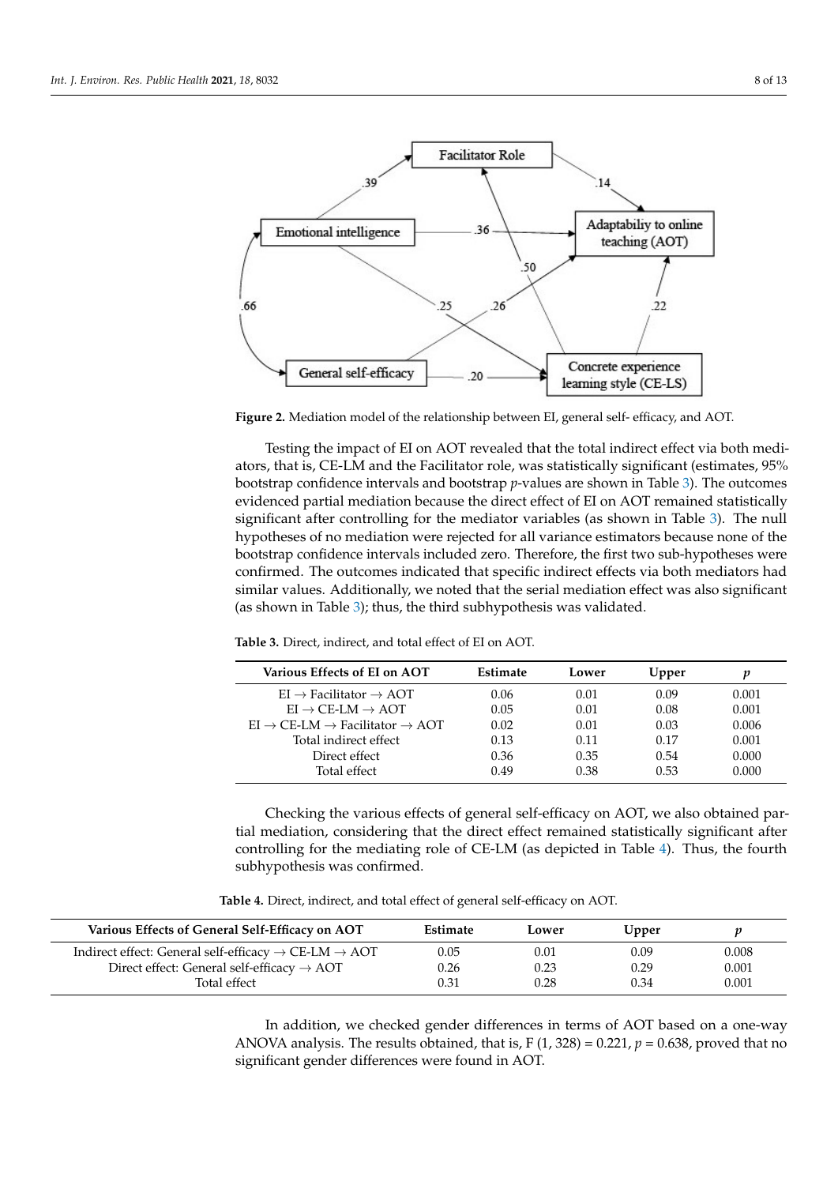**Figure 2.** Mediation model of the relationship between EI, general self- efficacy, and AOT.

Testing the impact of EI on AOT revealed that the total indirect effect via both mediators, that is, CE-LM and the Facilitator role, was statistically significant (estimates, 95% bootstrap confidence intervals and bootstrap *p*-values are shown in Table 3). The outcomes evidenced partial mediation because the direct effect of EI on AOT remained statistically significant after controlling for the mediator variables (as shown in Table 3). The null hypotheses of no mediation were rejected for all variance estimators because none of the bootstrap confidence intervals included zero. Therefore, the first two sub-hypotheses were confirmed. The outcomes indicated that specific indirect effects via both mediators had similar values. Additionally, we noted that the serial mediation effect was also significant (as shown in Table 3); thus, the third subhypothesis was validated.

**Table 3.** Direct, indirect, and total effect of EI on AOT.

| Various Effects of EI on AOT | Estimate | Lower | Upper | *p* |
|---|---|---|---|---|
| EI → Facilitator → AOT | 0.06 | 0.01 | 0.09 | 0.001 |
| EI → CE-LM → AOT | 0.05 | 0.01 | 0.08 | 0.001 |
| EI → CE-LM → Facilitator → AOT | 0.02 | 0.01 | 0.03 | 0.006 |
| Total indirect effect | 0.13 | 0.11 | 0.17 | 0.001 |
| Direct effect | 0.36 | 0.35 | 0.54 | 0.000 |
| Total effect | 0.49 | 0.38 | 0.53 | 0.000 |

Checking the various effects of general self-efficacy on AOT, we also obtained partial mediation, considering that the direct effect remained statistically significant after controlling for the mediating role of CE-LM (as depicted in Table 4). Thus, the fourth subhypothesis was confirmed.

**Table 4.** Direct, indirect, and total effect of general self-efficacy on AOT.

| Various Effects of General Self-Efficacy on AOT | Estimate | Lower | Upper | *p* |
|---|---|---|---|---|
| Indirect effect: General self-efficacy → CE-LM → AOT | 0.05 | 0.01 | 0.09 | 0.008 |
| Direct effect: General self-efficacy → AOT | 0.26 | 0.23 | 0.29 | 0.001 |
| Total effect | 0.31 | 0.28 | 0.34 | 0.001 |

In addition, we checked gender differences in terms of AOT based on a one-way ANOVA analysis. The results obtained, that is, $F(1, 328) = 0.221$, $p = 0.638$, proved that no significant gender differences were found in AOT.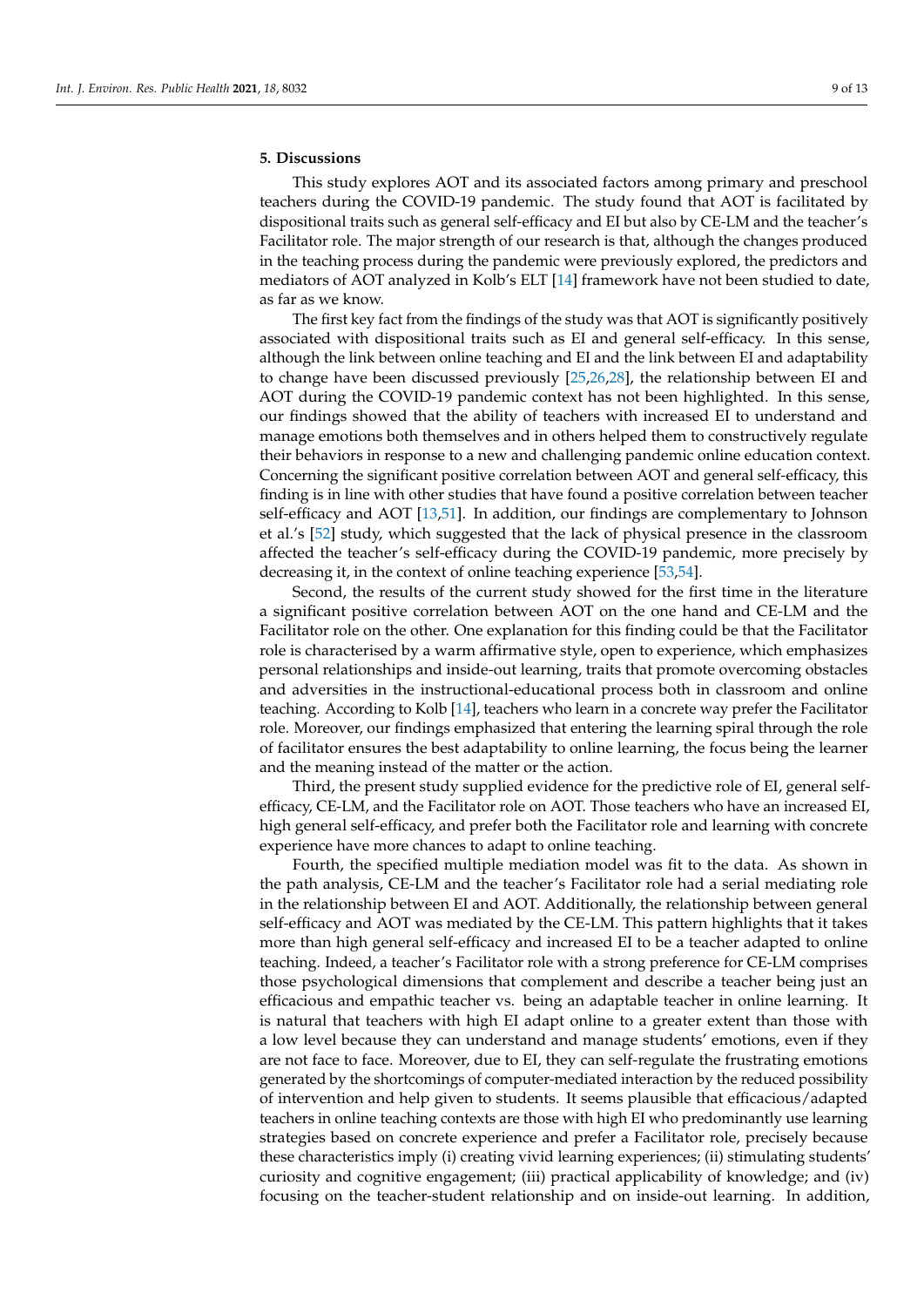## 5. Discussions

This study explores AOT and its associated factors among primary and preschool teachers during the COVID-19 pandemic. The study found that AOT is facilitated by dispositional traits such as general self-efficacy and EI but also by CE-LM and the teacher's Facilitator role. The major strength of our research is that, although the changes produced in the teaching process during the pandemic were previously explored, the predictors and mediators of AOT analyzed in Kolb's ELT [14] framework have not been studied to date, as far as we know.

The first key fact from the findings of the study was that AOT is significantly positively associated with dispositional traits such as EI and general self-efficacy. In this sense, although the link between online teaching and EI and the link between EI and adaptability to change have been discussed previously [25,26,28], the relationship between EI and AOT during the COVID-19 pandemic context has not been highlighted. In this sense, our findings showed that the ability of teachers with increased EI to understand and manage emotions both themselves and in others helped them to constructively regulate their behaviors in response to a new and challenging pandemic online education context. Concerning the significant positive correlation between AOT and general self-efficacy, this finding is in line with other studies that have found a positive correlation between teacher self-efficacy and AOT [13,51]. In addition, our findings are complementary to Johnson et al.'s [52] study, which suggested that the lack of physical presence in the classroom affected the teacher's self-efficacy during the COVID-19 pandemic, more precisely by decreasing it, in the context of online teaching experience [53,54].

Second, the results of the current study showed for the first time in the literature a significant positive correlation between AOT on the one hand and CE-LM and the Facilitator role on the other. One explanation for this finding could be that the Facilitator role is characterised by a warm affirmative style, open to experience, which emphasizes personal relationships and inside-out learning, traits that promote overcoming obstacles and adversities in the instructional-educational process both in classroom and online teaching. According to Kolb [14], teachers who learn in a concrete way prefer the Facilitator role. Moreover, our findings emphasized that entering the learning spiral through the role of facilitator ensures the best adaptability to online learning, the focus being the learner and the meaning instead of the matter or the action.

Third, the present study supplied evidence for the predictive role of EI, general self-efficacy, CE-LM, and the Facilitator role on AOT. Those teachers who have an increased EI, high general self-efficacy, and prefer both the Facilitator role and learning with concrete experience have more chances to adapt to online teaching.

Fourth, the specified multiple mediation model was fit to the data. As shown in the path analysis, CE-LM and the teacher's Facilitator role had a serial mediating role in the relationship between EI and AOT. Additionally, the relationship between general self-efficacy and AOT was mediated by the CE-LM. This pattern highlights that it takes more than high general self-efficacy and increased EI to be a teacher adapted to online teaching. Indeed, a teacher's Facilitator role with a strong preference for CE-LM comprises those psychological dimensions that complement and describe a teacher being just an efficacious and empathic teacher vs. being an adaptable teacher in online learning. It is natural that teachers with high EI adapt online to a greater extent than those with a low level because they can understand and manage students' emotions, even if they are not face to face. Moreover, due to EI, they can self-regulate the frustrating emotions generated by the shortcomings of computer-mediated interaction by the reduced possibility of intervention and help given to students. It seems plausible that efficacious/adapted teachers in online teaching contexts are those with high EI who predominantly use learning strategies based on concrete experience and prefer a Facilitator role, precisely because these characteristics imply (i) creating vivid learning experiences; (ii) stimulating students' curiosity and cognitive engagement; (iii) practical applicability of knowledge; and (iv) focusing on the teacher-student relationship and on inside-out learning. In addition,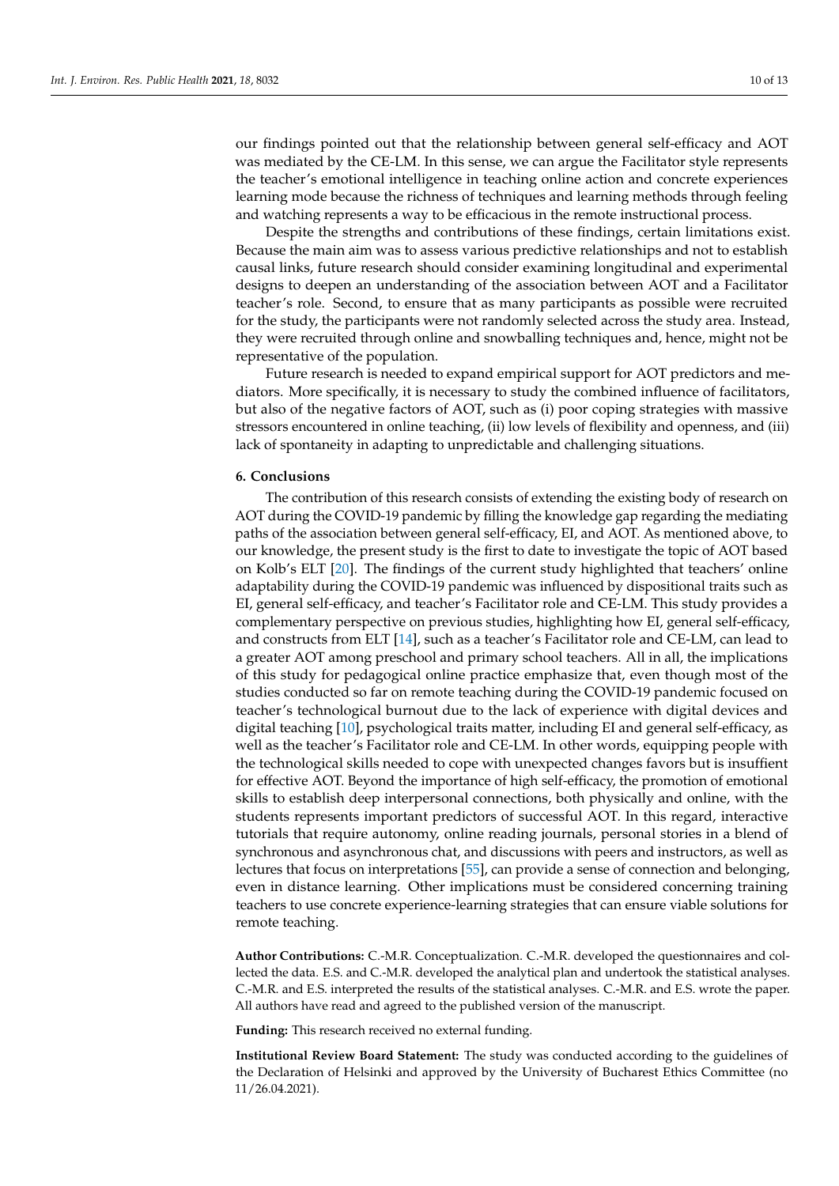our findings pointed out that the relationship between general self-efficacy and AOT was mediated by the CE-LM. In this sense, we can argue the Facilitator style represents the teacher's emotional intelligence in teaching online action and concrete experiences learning mode because the richness of techniques and learning methods through feeling and watching represents a way to be efficacious in the remote instructional process.

Despite the strengths and contributions of these findings, certain limitations exist. Because the main aim was to assess various predictive relationships and not to establish causal links, future research should consider examining longitudinal and experimental designs to deepen an understanding of the association between AOT and a Facilitator teacher's role. Second, to ensure that as many participants as possible were recruited for the study, the participants were not randomly selected across the study area. Instead, they were recruited through online and snowballing techniques and, hence, might not be representative of the population.

Future research is needed to expand empirical support for AOT predictors and mediators. More specifically, it is necessary to study the combined influence of facilitators, but also of the negative factors of AOT, such as (i) poor coping strategies with massive stressors encountered in online teaching, (ii) low levels of flexibility and openness, and (iii) lack of spontaneity in adapting to unpredictable and challenging situations.

## 6. Conclusions

The contribution of this research consists of extending the existing body of research on AOT during the COVID-19 pandemic by filling the knowledge gap regarding the mediating paths of the association between general self-efficacy, EI, and AOT. As mentioned above, to our knowledge, the present study is the first to date to investigate the topic of AOT based on Kolb's ELT [20]. The findings of the current study highlighted that teachers' online adaptability during the COVID-19 pandemic was influenced by dispositional traits such as EI, general self-efficacy, and teacher's Facilitator role and CE-LM. This study provides a complementary perspective on previous studies, highlighting how EI, general self-efficacy, and constructs from ELT [14], such as a teacher's Facilitator role and CE-LM, can lead to a greater AOT among preschool and primary school teachers. All in all, the implications of this study for pedagogical online practice emphasize that, even though most of the studies conducted so far on remote teaching during the COVID-19 pandemic focused on teacher's technological burnout due to the lack of experience with digital devices and digital teaching [10], psychological traits matter, including EI and general self-efficacy, as well as the teacher's Facilitator role and CE-LM. In other words, equipping people with the technological skills needed to cope with unexpected changes favors but is insuffient for effective AOT. Beyond the importance of high self-efficacy, the promotion of emotional skills to establish deep interpersonal connections, both physically and online, with the students represents important predictors of successful AOT. In this regard, interactive tutorials that require autonomy, online reading journals, personal stories in a blend of synchronous and asynchronous chat, and discussions with peers and instructors, as well as lectures that focus on interpretations [55], can provide a sense of connection and belonging, even in distance learning. Other implications must be considered concerning training teachers to use concrete experience-learning strategies that can ensure viable solutions for remote teaching.

**Author Contributions:** C.-M.R. Conceptualization. C.-M.R. developed the questionnaires and collected the data. E.S. and C.-M.R. developed the analytical plan and undertook the statistical analyses. C.-M.R. and E.S. interpreted the results of the statistical analyses. C.-M.R. and E.S. wrote the paper. All authors have read and agreed to the published version of the manuscript.

**Funding:** This research received no external funding.

**Institutional Review Board Statement:** The study was conducted according to the guidelines of the Declaration of Helsinki and approved by the University of Bucharest Ethics Committee (no 11/26.04.2021).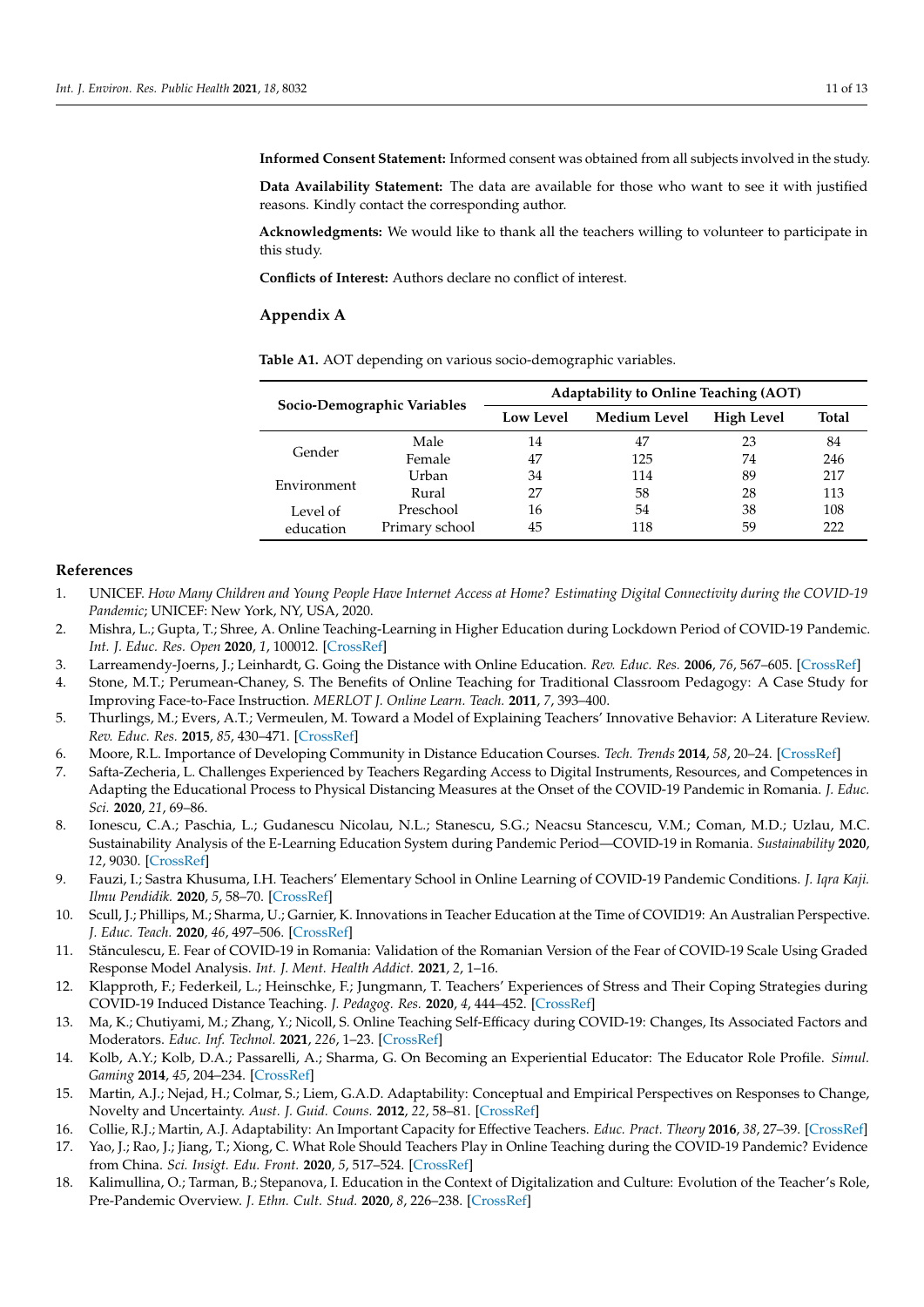**Informed Consent Statement:** Informed consent was obtained from all subjects involved in the study.

**Data Availability Statement:** The data are available for those who want to see it with justified reasons. Kindly contact the corresponding author.

**Acknowledgments:** We would like to thank all the teachers willing to volunteer to participate in this study.

**Conflicts of Interest:** Authors declare no conflict of interest.

## Appendix A

**Table A1.** AOT depending on various socio-demographic variables.

| Socio-Demographic Variables | | Adaptability to Online Teaching (AOT) | | | |
|---|---|---|---|---|---|
| | | Low Level | Medium Level | High Level | Total |
| Gender | Male | 14 | 47 | 23 | 84 |
| | Female | 47 | 125 | 74 | 246 |
| Environment | Urban | 34 | 114 | 89 | 217 |
| | Rural | 27 | 58 | 28 | 113 |
| Level of education | Preschool | 16 | 54 | 38 | 108 |
| | Primary school | 45 | 118 | 59 | 222 |

## References

1. UNICEF. *How Many Children and Young People Have Internet Access at Home? Estimating Digital Connectivity during the COVID-19 Pandemic*; UNICEF: New York, NY, USA, 2020.
2. Mishra, L.; Gupta, T.; Shree, A. Online Teaching-Learning in Higher Education during Lockdown Period of COVID-19 Pandemic. *Int. J. Educ. Res. Open* **2020**, *1*, 100012. [CrossRef]
3. Larreamendy-Joerns, J.; Leinhardt, G. Going the Distance with Online Education. *Rev. Educ. Res.* **2006**, *76*, 567–605. [CrossRef]
4. Stone, M.T.; Perumean-Chaney, S. The Benefits of Online Teaching for Traditional Classroom Pedagogy: A Case Study for Improving Face-to-Face Instruction. *MERLOT J. Online Learn. Teach.* **2011**, *7*, 393–400.
5. Thurlings, M.; Evers, A.T.; Vermeulen, M. Toward a Model of Explaining Teachers' Innovative Behavior: A Literature Review. *Rev. Educ. Res.* **2015**, *85*, 430–471. [CrossRef]
6. Moore, R.L. Importance of Developing Community in Distance Education Courses. *Tech. Trends* **2014**, *58*, 20–24. [CrossRef]
7. Safta-Zecheria, L. Challenges Experienced by Teachers Regarding Access to Digital Instruments, Resources, and Competences in Adapting the Educational Process to Physical Distancing Measures at the Onset of the COVID-19 Pandemic in Romania. *J. Educ. Sci.* **2020**, *21*, 69–86.
8. Ionescu, C.A.; Paschia, L.; Gudanescu Nicolau, N.L.; Stanescu, S.G.; Neacsu Stancescu, V.M.; Coman, M.D.; Uzlau, M.C. Sustainability Analysis of the E-Learning Education System during Pandemic Period—COVID-19 in Romania. *Sustainability* **2020**, *12*, 9030. [CrossRef]
9. Fauzi, I.; Sastra Khusuma, I.H. Teachers' Elementary School in Online Learning of COVID-19 Pandemic Conditions. *J. Iqra Kaji. Ilmu Pendidik.* **2020**, *5*, 58–70. [CrossRef]
10. Scull, J.; Phillips, M.; Sharma, U.; Garnier, K. Innovations in Teacher Education at the Time of COVID19: An Australian Perspective. *J. Educ. Teach.* **2020**, *46*, 497–506. [CrossRef]
11. Stănculescu, E. Fear of COVID-19 in Romania: Validation of the Romanian Version of the Fear of COVID-19 Scale Using Graded Response Model Analysis. *Int. J. Ment. Health Addict.* **2021**, *2*, 1–16.
12. Klapproth, F.; Federkeil, L.; Heinschke, F.; Jungmann, T. Teachers' Experiences of Stress and Their Coping Strategies during COVID-19 Induced Distance Teaching. *J. Pedagog. Res.* **2020**, *4*, 444–452. [CrossRef]
13. Ma, K.; Chutiyami, M.; Zhang, Y.; Nicoll, S. Online Teaching Self-Efficacy during COVID-19: Changes, Its Associated Factors and Moderators. *Educ. Inf. Technol.* **2021**, *226*, 1–23. [CrossRef]
14. Kolb, A.Y.; Kolb, D.A.; Passarelli, A.; Sharma, G. On Becoming an Experiential Educator: The Educator Role Profile. *Simul. Gaming* **2014**, *45*, 204–234. [CrossRef]
15. Martin, A.J.; Nejad, H.; Colmar, S.; Liem, G.A.D. Adaptability: Conceptual and Empirical Perspectives on Responses to Change, Novelty and Uncertainty. *Aust. J. Guid. Couns.* **2012**, *22*, 58–81. [CrossRef]
16. Collie, R.J.; Martin, A.J. Adaptability: An Important Capacity for Effective Teachers. *Educ. Pract. Theory* **2016**, *38*, 27–39. [CrossRef]
17. Yao, J.; Rao, J.; Jiang, T.; Xiong, C. What Role Should Teachers Play in Online Teaching during the COVID-19 Pandemic? Evidence from China. *Sci. Insigt. Edu. Front.* **2020**, *5*, 517–524. [CrossRef]
18. Kalimullina, O.; Tarman, B.; Stepanova, I. Education in the Context of Digitalization and Culture: Evolution of the Teacher's Role, Pre-Pandemic Overview. *J. Ethn. Cult. Stud.* **2020**, *8*, 226–238. [CrossRef]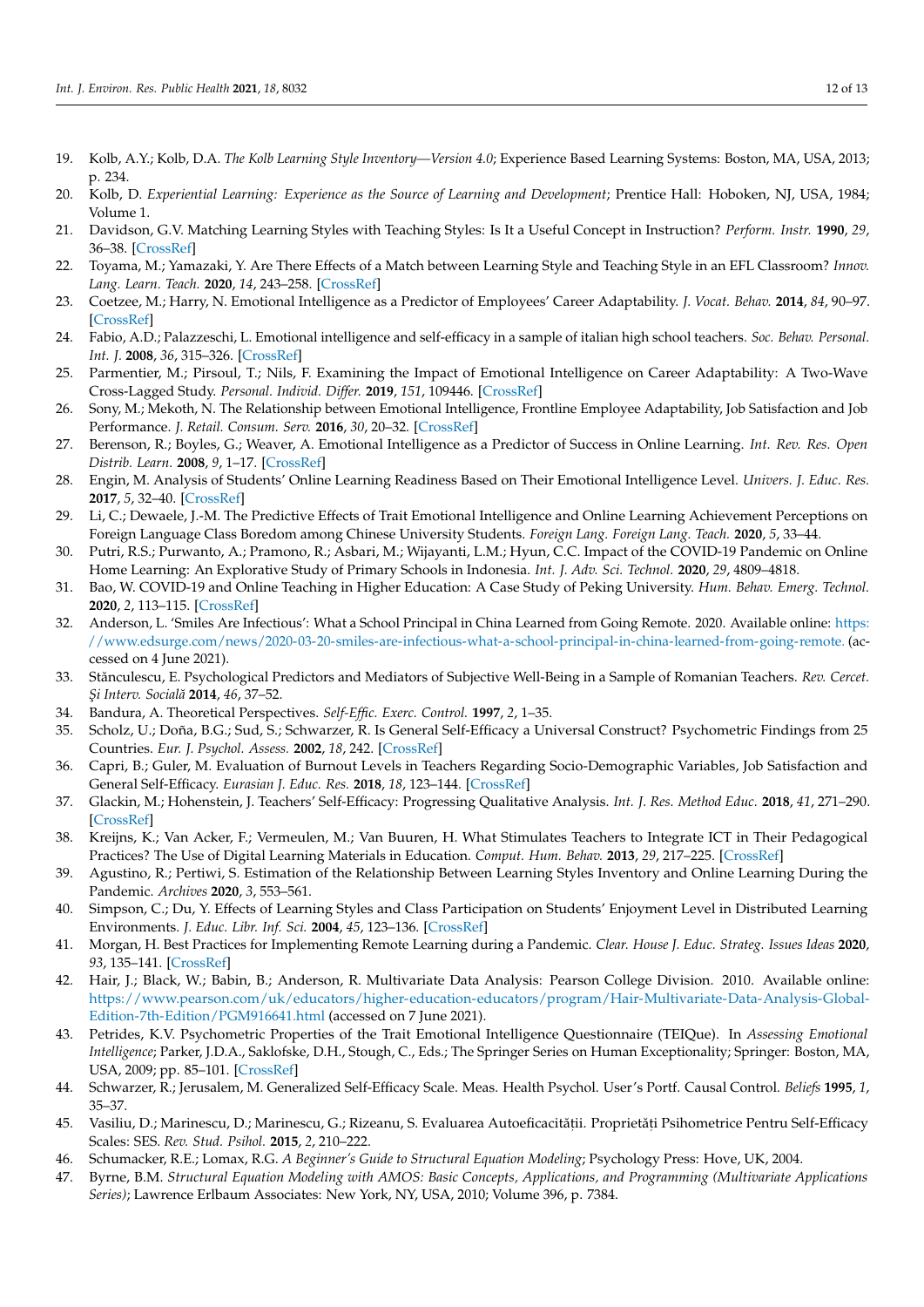19. Kolb, A.Y.; Kolb, D.A. *The Kolb Learning Style Inventory—Version 4.0*; Experience Based Learning Systems: Boston, MA, USA, 2013; p. 234.
20. Kolb, D. *Experiential Learning: Experience as the Source of Learning and Development*; Prentice Hall: Hoboken, NJ, USA, 1984; Volume 1.
21. Davidson, G.V. Matching Learning Styles with Teaching Styles: Is It a Useful Concept in Instruction? *Perform. Instr.* **1990**, *29*, 36–38. [CrossRef]
22. Toyama, M.; Yamazaki, Y. Are There Effects of a Match between Learning Style and Teaching Style in an EFL Classroom? *Innov. Lang. Learn. Teach.* **2020**, *14*, 243–258. [CrossRef]
23. Coetzee, M.; Harry, N. Emotional Intelligence as a Predictor of Employees' Career Adaptability. *J. Vocat. Behav.* **2014**, *84*, 90–97. [CrossRef]
24. Fabio, A.D.; Palazzeschi, L. Emotional intelligence and self-efficacy in a sample of italian high school teachers. *Soc. Behav. Personal. Int. J.* **2008**, *36*, 315–326. [CrossRef]
25. Parmentier, M.; Pirsoul, T.; Nils, F. Examining the Impact of Emotional Intelligence on Career Adaptability: A Two-Wave Cross-Lagged Study. *Personal. Individ. Differ.* **2019**, *151*, 109446. [CrossRef]
26. Sony, M.; Mekoth, N. The Relationship between Emotional Intelligence, Frontline Employee Adaptability, Job Satisfaction and Job Performance. *J. Retail. Consum. Serv.* **2016**, *30*, 20–32. [CrossRef]
27. Berenson, R.; Boyles, G.; Weaver, A. Emotional Intelligence as a Predictor of Success in Online Learning. *Int. Rev. Res. Open Distrib. Learn.* **2008**, *9*, 1–17. [CrossRef]
28. Engin, M. Analysis of Students' Online Learning Readiness Based on Their Emotional Intelligence Level. *Univers. J. Educ. Res.* **2017**, *5*, 32–40. [CrossRef]
29. Li, C.; Dewaele, J.-M. The Predictive Effects of Trait Emotional Intelligence and Online Learning Achievement Perceptions on Foreign Language Class Boredom among Chinese University Students. *Foreign Lang. Foreign Lang. Teach.* **2020**, *5*, 33–44.
30. Putri, R.S.; Purwanto, A.; Pramono, R.; Asbari, M.; Wijayanti, L.M.; Hyun, C.C. Impact of the COVID-19 Pandemic on Online Home Learning: An Explorative Study of Primary Schools in Indonesia. *Int. J. Adv. Sci. Technol.* **2020**, *29*, 4809–4818.
31. Bao, W. COVID-19 and Online Teaching in Higher Education: A Case Study of Peking University. *Hum. Behav. Emerg. Technol.* **2020**, *2*, 113–115. [CrossRef]
32. Anderson, L. 'Smiles Are Infectious': What a School Principal in China Learned from Going Remote. 2020. Available online: https://www.edsurge.com/news/2020-03-20-smiles-are-infectious-what-a-school-principal-in-china-learned-from-going-remote. (accessed on 4 June 2021).
33. Stănculescu, E. Psychological Predictors and Mediators of Subjective Well-Being in a Sample of Romanian Teachers. *Rev. Cercet. Și Interv. Socială* **2014**, *46*, 37–52.
34. Bandura, A. Theoretical Perspectives. *Self-Effic. Exerc. Control.* **1997**, *2*, 1–35.
35. Scholz, U.; Doña, B.G.; Sud, S.; Schwarzer, R. Is General Self-Efficacy a Universal Construct? Psychometric Findings from 25 Countries. *Eur. J. Psychol. Assess.* **2002**, *18*, 242. [CrossRef]
36. Capri, B.; Guler, M. Evaluation of Burnout Levels in Teachers Regarding Socio-Demographic Variables, Job Satisfaction and General Self-Efficacy. *Eurasian J. Educ. Res.* **2018**, *18*, 123–144. [CrossRef]
37. Glackin, M.; Hohenstein, J. Teachers' Self-Efficacy: Progressing Qualitative Analysis. *Int. J. Res. Method Educ.* **2018**, *41*, 271–290. [CrossRef]
38. Kreijns, K.; Van Acker, F.; Vermeulen, M.; Van Buuren, H. What Stimulates Teachers to Integrate ICT in Their Pedagogical Practices? The Use of Digital Learning Materials in Education. *Comput. Hum. Behav.* **2013**, *29*, 217–225. [CrossRef]
39. Agustino, R.; Pertiwi, S. Estimation of the Relationship Between Learning Styles Inventory and Online Learning During the Pandemic. *Archives* **2020**, *3*, 553–561.
40. Simpson, C.; Du, Y. Effects of Learning Styles and Class Participation on Students' Enjoyment Level in Distributed Learning Environments. *J. Educ. Libr. Inf. Sci.* **2004**, *45*, 123–136. [CrossRef]
41. Morgan, H. Best Practices for Implementing Remote Learning during a Pandemic. *Clear. House J. Educ. Strateg. Issues Ideas* **2020**, *93*, 135–141. [CrossRef]
42. Hair, J.; Black, W.; Babin, B.; Anderson, R. Multivariate Data Analysis: Pearson College Division. 2010. Available online: https://www.pearson.com/uk/educators/higher-education-educators/program/Hair-Multivariate-Data-Analysis-Global-Edition-7th-Edition/PGM916641.html (accessed on 7 June 2021).
43. Petrides, K.V. Psychometric Properties of the Trait Emotional Intelligence Questionnaire (TEIQue). In *Assessing Emotional Intelligence*; Parker, J.D.A., Saklofske, D.H., Stough, C., Eds.; The Springer Series on Human Exceptionality; Springer: Boston, MA, USA, 2009; pp. 85–101. [CrossRef]
44. Schwarzer, R.; Jerusalem, M. Generalized Self-Efficacy Scale. Meas. Health Psychol. User's Portf. Causal Control. *Beliefs* **1995**, *1*, 35–37.
45. Vasiliu, D.; Marinescu, D.; Marinescu, G.; Rizeanu, S. Evaluarea Autoeficacității. Proprietăți Psihometrice Pentru Self-Efficacy Scales: SES. *Rev. Stud. Psihol.* **2015**, *2*, 210–222.
46. Schumacker, R.E.; Lomax, R.G. *A Beginner's Guide to Structural Equation Modeling*; Psychology Press: Hove, UK, 2004.
47. Byrne, B.M. *Structural Equation Modeling with AMOS: Basic Concepts, Applications, and Programming (Multivariate Applications Series)*; Lawrence Erlbaum Associates: New York, NY, USA, 2010; Volume 396, p. 7384.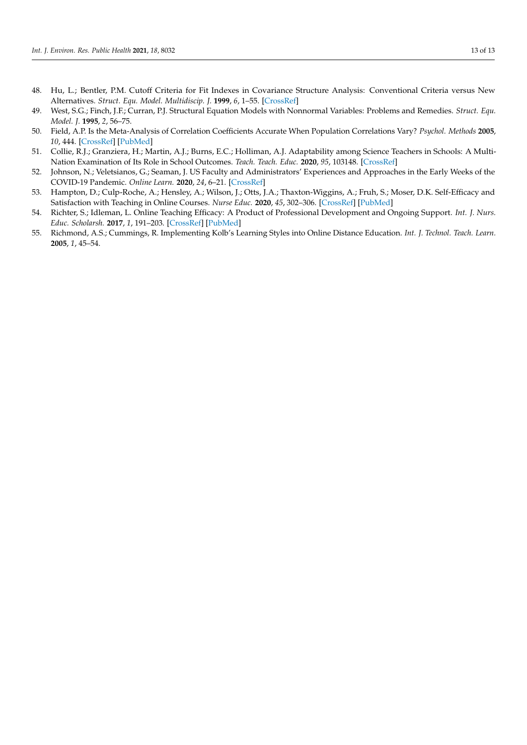48. Hu, L.; Bentler, P.M. Cutoff Criteria for Fit Indexes in Covariance Structure Analysis: Conventional Criteria versus New Alternatives. *Struct. Equ. Model. Multidiscip. J.* **1999**, *6*, 1–55. [CrossRef]
49. West, S.G.; Finch, J.F.; Curran, P.J. Structural Equation Models with Nonnormal Variables: Problems and Remedies. *Struct. Equ. Model. J.* **1995**, *2*, 56–75.
50. Field, A.P. Is the Meta-Analysis of Correlation Coefficients Accurate When Population Correlations Vary? *Psychol. Methods* **2005**, *10*, 444. [CrossRef] [PubMed]
51. Collie, R.J.; Granziera, H.; Martin, A.J.; Burns, E.C.; Holliman, A.J. Adaptability among Science Teachers in Schools: A Multi-Nation Examination of Its Role in School Outcomes. *Teach. Teach. Educ.* **2020**, *95*, 103148. [CrossRef]
52. Johnson, N.; Veletsianos, G.; Seaman, J. US Faculty and Administrators' Experiences and Approaches in the Early Weeks of the COVID-19 Pandemic. *Online Learn.* **2020**, *24*, 6–21. [CrossRef]
53. Hampton, D.; Culp-Roche, A.; Hensley, A.; Wilson, J.; Otts, J.A.; Thaxton-Wiggins, A.; Fruh, S.; Moser, D.K. Self-Efficacy and Satisfaction with Teaching in Online Courses. *Nurse Educ.* **2020**, *45*, 302–306. [CrossRef] [PubMed]
54. Richter, S.; Idleman, L. Online Teaching Efficacy: A Product of Professional Development and Ongoing Support. *Int. J. Nurs. Educ. Scholarsh.* **2017**, *1*, 191–203. [CrossRef] [PubMed]
55. Richmond, A.S.; Cummings, R. Implementing Kolb's Learning Styles into Online Distance Education. *Int. J. Technol. Teach. Learn.* **2005**, *1*, 45–54.